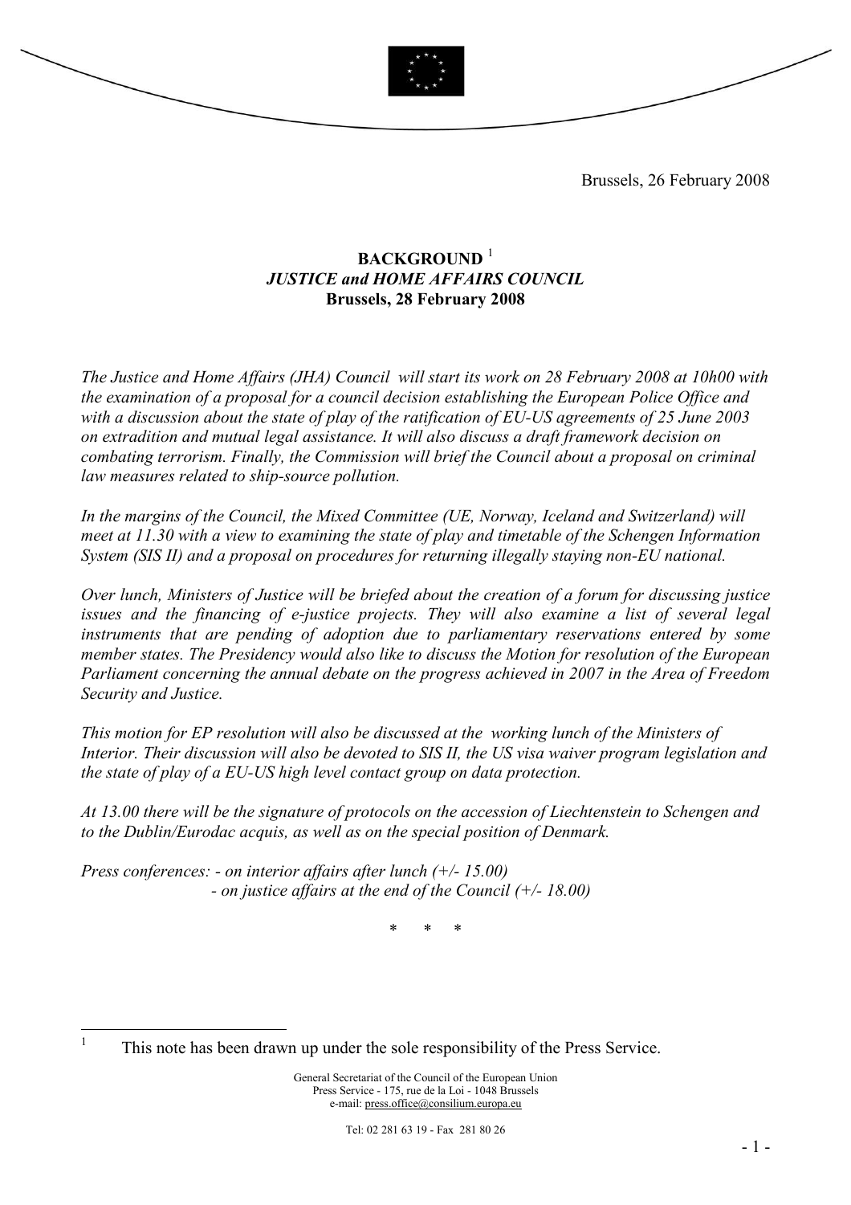Brussels, 26 February 2008

**BACKGROUND** [1]
***JUSTICE and HOME AFFAIRS COUNCIL***
**Brussels, 28 February 2008**

*The Justice and Home Affairs (JHA) Council will start its work on 28 February 2008 at 10h00 with the examination of a proposal for a council decision establishing the European Police Office and with a discussion about the state of play of the ratification of EU-US agreements of 25 June 2003 on extradition and mutual legal assistance. It will also discuss a draft framework decision on combating terrorism. Finally, the Commission will brief the Council about a proposal on criminal law measures related to ship-source pollution.*

*In the margins of the Council, the Mixed Committee (UE, Norway, Iceland and Switzerland) will meet at 11.30 with a view to examining the state of play and timetable of the Schengen Information System (SIS II) and a proposal on procedures for returning illegally staying non-EU national.*

*Over lunch, Ministers of Justice will be briefed about the creation of a forum for discussing justice issues and the financing of e-justice projects. They will also examine a list of several legal instruments that are pending of adoption due to parliamentary reservations entered by some member states. The Presidency would also like to discuss the Motion for resolution of the European Parliament concerning the annual debate on the progress achieved in 2007 in the Area of Freedom Security and Justice.*

*This motion for EP resolution will also be discussed at the working lunch of the Ministers of Interior. Their discussion will also be devoted to SIS II, the US visa waiver program legislation and the state of play of a EU-US high level contact group on data protection.*

*At 13.00 there will be the signature of protocols on the accession of Liechtenstein to Schengen and to the Dublin/Eurodac acquis, as well as on the special position of Denmark.*

*Press conferences: - on interior affairs after lunch (+/- 15.00)*
*- on justice affairs at the end of the Council (+/- 18.00)*

\* \* \*

[1] This note has been drawn up under the sole responsibility of the Press Service.

General Secretariat of the Council of the European Union
Press Service - 175, rue de la Loi - 1048 Brussels
e-mail: press.office@consilium.europa.eu

Tel: 02 281 63 19 - Fax 281 80 26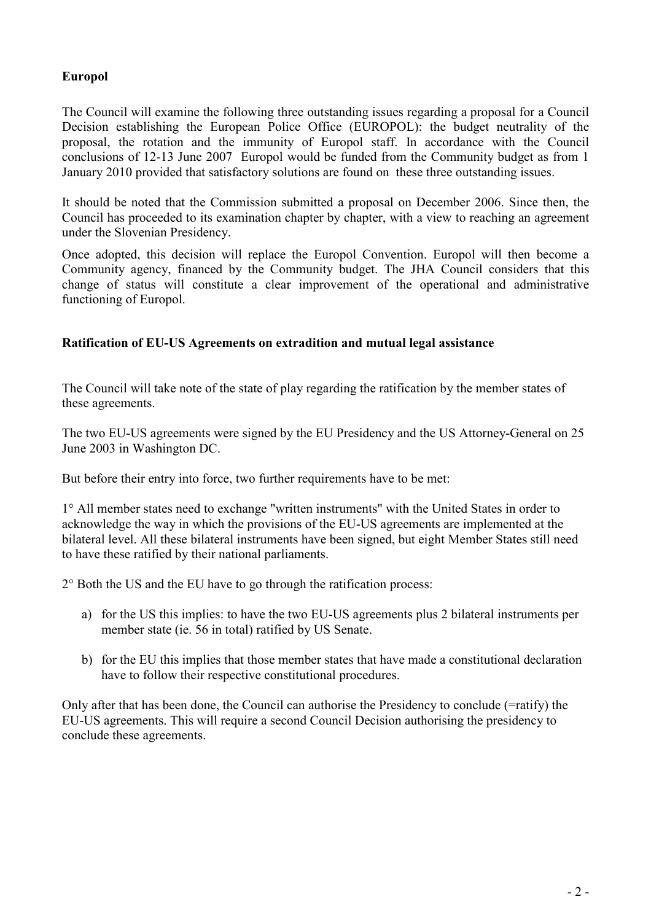**Europol**

The Council will examine the following three outstanding issues regarding a proposal for a Council Decision establishing the European Police Office (EUROPOL): the budget neutrality of the proposal, the rotation and the immunity of Europol staff. In accordance with the Council conclusions of 12-13 June 2007 Europol would be funded from the Community budget as from 1 January 2010 provided that satisfactory solutions are found on these three outstanding issues.

It should be noted that the Commission submitted a proposal on December 2006. Since then, the Council has proceeded to its examination chapter by chapter, with a view to reaching an agreement under the Slovenian Presidency.

Once adopted, this decision will replace the Europol Convention. Europol will then become a Community agency, financed by the Community budget. The JHA Council considers that this change of status will constitute a clear improvement of the operational and administrative functioning of Europol.

**Ratification of EU-US Agreements on extradition and mutual legal assistance**

The Council will take note of the state of play regarding the ratification by the member states of these agreements.

The two EU-US agreements were signed by the EU Presidency and the US Attorney-General on 25 June 2003 in Washington DC.

But before their entry into force, two further requirements have to be met:

1° All member states need to exchange "written instruments" with the United States in order to acknowledge the way in which the provisions of the EU-US agreements are implemented at the bilateral level. All these bilateral instruments have been signed, but eight Member States still need to have these ratified by their national parliaments.

2° Both the US and the EU have to go through the ratification process:

a) for the US this implies: to have the two EU-US agreements plus 2 bilateral instruments per member state (ie. 56 in total) ratified by US Senate.

b) for the EU this implies that those member states that have made a constitutional declaration have to follow their respective constitutional procedures.

Only after that has been done, the Council can authorise the Presidency to conclude (=ratify) the EU-US agreements. This will require a second Council Decision authorising the presidency to conclude these agreements.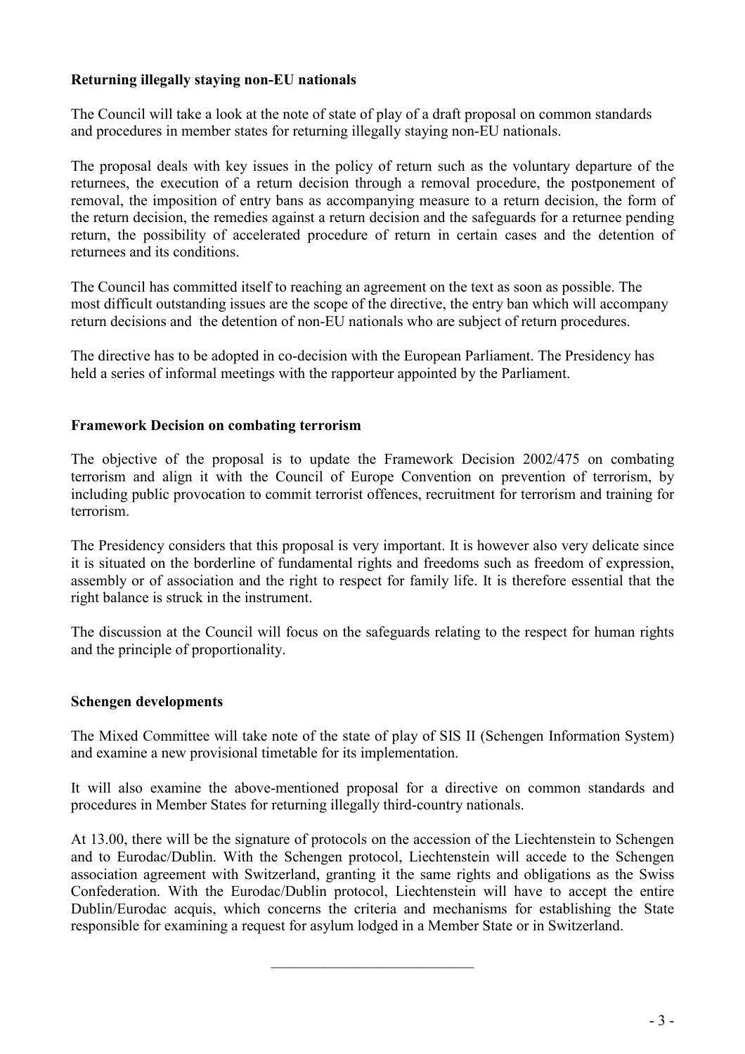**Returning illegally staying non-EU nationals**

The Council will take a look at the note of state of play of a draft proposal on common standards and procedures in member states for returning illegally staying non-EU nationals.

The proposal deals with key issues in the policy of return such as the voluntary departure of the returnees, the execution of a return decision through a removal procedure, the postponement of removal, the imposition of entry bans as accompanying measure to a return decision, the form of the return decision, the remedies against a return decision and the safeguards for a returnee pending return, the possibility of accelerated procedure of return in certain cases and the detention of returnees and its conditions.

The Council has committed itself to reaching an agreement on the text as soon as possible. The most difficult outstanding issues are the scope of the directive, the entry ban which will accompany return decisions and the detention of non-EU nationals who are subject of return procedures.

The directive has to be adopted in co-decision with the European Parliament. The Presidency has held a series of informal meetings with the rapporteur appointed by the Parliament.

**Framework Decision on combating terrorism**

The objective of the proposal is to update the Framework Decision 2002/475 on combating terrorism and align it with the Council of Europe Convention on prevention of terrorism, by including public provocation to commit terrorist offences, recruitment for terrorism and training for terrorism.

The Presidency considers that this proposal is very important. It is however also very delicate since it is situated on the borderline of fundamental rights and freedoms such as freedom of expression, assembly or of association and the right to respect for family life. It is therefore essential that the right balance is struck in the instrument.

The discussion at the Council will focus on the safeguards relating to the respect for human rights and the principle of proportionality.

**Schengen developments**

The Mixed Committee will take note of the state of play of SIS II (Schengen Information System) and examine a new provisional timetable for its implementation.

It will also examine the above-mentioned proposal for a directive on common standards and procedures in Member States for returning illegally third-country nationals.

At 13.00, there will be the signature of protocols on the accession of the Liechtenstein to Schengen and to Eurodac/Dublin. With the Schengen protocol, Liechtenstein will accede to the Schengen association agreement with Switzerland, granting it the same rights and obligations as the Swiss Confederation. With the Eurodac/Dublin protocol, Liechtenstein will have to accept the entire Dublin/Eurodac acquis, which concerns the criteria and mechanisms for establishing the State responsible for examining a request for asylum lodged in a Member State or in Switzerland.

\_\_\_\_\_\_\_\_\_\_\_\_\_\_\_\_\_\_\_\_\_\_\_\_